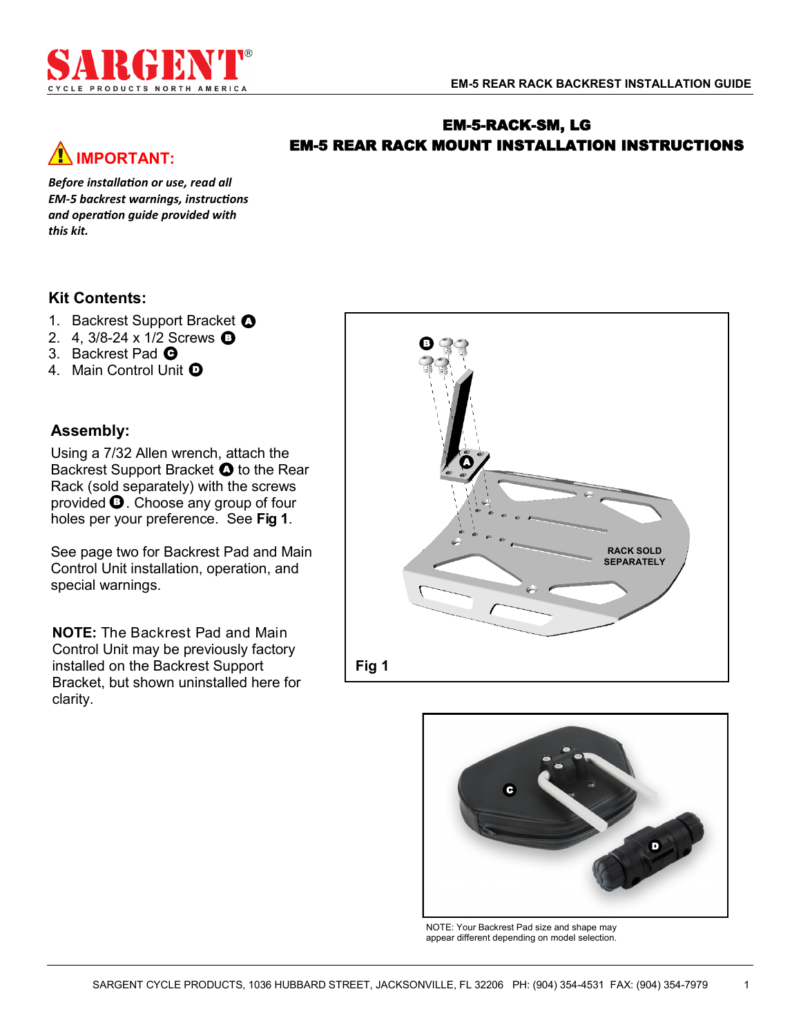# EM-5-RACK-SM, LG
# EM-5 REAR RACK MOUNT INSTALLATION INSTRUCTIONS

## ⚠ IMPORTANT:

***Before installation or use, read all EM-5 backrest warnings, instructions and operation guide provided with this kit.***

## Kit Contents:

1. Backrest Support Bracket A
2. 4, 3/8-24 x 1/2 Screws B
3. Backrest Pad C
4. Main Control Unit D

## Assembly:

Using a 7/32 Allen wrench, attach the Backrest Support Bracket A to the Rear Rack (sold separately) with the screws provided B. Choose any group of four holes per your preference. See **Fig 1**.

See page two for Backrest Pad and Main Control Unit installation, operation, and special warnings.

**NOTE:** The Backrest Pad and Main Control Unit may be previously factory installed on the Backrest Support Bracket, but shown uninstalled here for clarity.

RACK SOLD SEPARATELY

Fig 1

NOTE: Your Backrest Pad size and shape may appear different depending on model selection.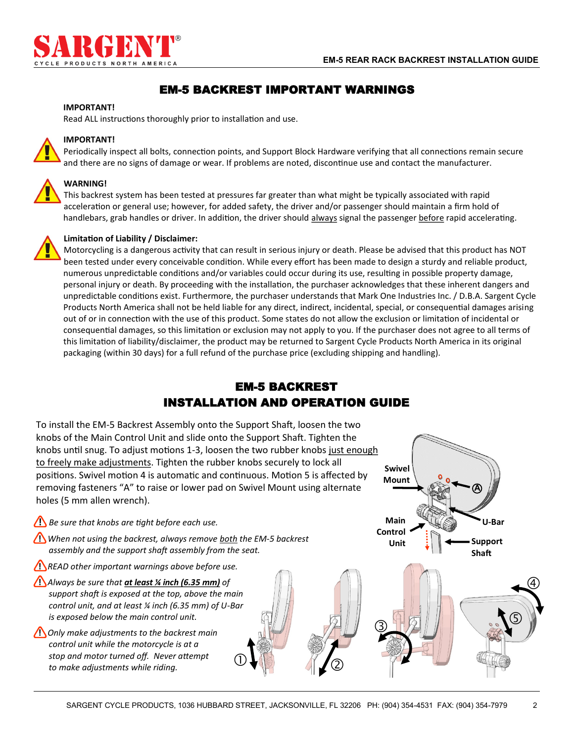## EM-5 BACKREST IMPORTANT WARNINGS

**IMPORTANT!**
Read ALL instructions thoroughly prior to installation and use.

**IMPORTANT!**
Periodically inspect all bolts, connection points, and Support Block Hardware verifying that all connections remain secure and there are no signs of damage or wear. If problems are noted, discontinue use and contact the manufacturer.

**WARNING!**
This backrest system has been tested at pressures far greater than what might be typically associated with rapid acceleration or general use; however, for added safety, the driver and/or passenger should maintain a firm hold of handlebars, grab handles or driver. In addition, the driver should always signal the passenger before rapid accelerating.

**Limitation of Liability / Disclaimer:**
Motorcycling is a dangerous activity that can result in serious injury or death. Please be advised that this product has NOT been tested under every conceivable condition. While every effort has been made to design a sturdy and reliable product, numerous unpredictable conditions and/or variables could occur during its use, resulting in possible property damage, personal injury or death. By proceeding with the installation, the purchaser acknowledges that these inherent dangers and unpredictable conditions exist. Furthermore, the purchaser understands that Mark One Industries Inc. / D.B.A. Sargent Cycle Products North America shall not be held liable for any direct, indirect, incidental, special, or consequential damages arising out of or in connection with the use of this product. Some states do not allow the exclusion or limitation of incidental or consequential damages, so this limitation or exclusion may not apply to you. If the purchaser does not agree to all terms of this limitation of liability/disclaimer, the product may be returned to Sargent Cycle Products North America in its original packaging (within 30 days) for a full refund of the purchase price (excluding shipping and handling).

## EM-5 BACKREST INSTALLATION AND OPERATION GUIDE

To install the EM-5 Backrest Assembly onto the Support Shaft, loosen the two knobs of the Main Control Unit and slide onto the Support Shaft. Tighten the knobs until snug. To adjust motions 1-3, loosen the two rubber knobs just enough to freely make adjustments. Tighten the rubber knobs securely to lock all positions. Swivel motion 4 is automatic and continuous. Motion 5 is affected by removing fasteners "A" to raise or lower pad on Swivel Mount using alternate holes (5 mm allen wrench).

Swivel Mount
A
Main Control Unit
U-Bar
Support Shaft

- *Be sure that knobs are tight before each use.*
- *When not using the backrest, always remove both the EM-5 backrest assembly and the support shaft assembly from the seat.*
- *READ other important warnings above before use.*
- *Always be sure that **at least ¼ inch (6.35 mm)** of support shaft is exposed at the top, above the main control unit, and at least ¼ inch (6.35 mm) of U-Bar is exposed below the main control unit.*
- *Only make adjustments to the backrest main control unit while the motorcycle is at a stop and motor turned off. Never attempt to make adjustments while riding.*

① ② ③ ④ ⑤